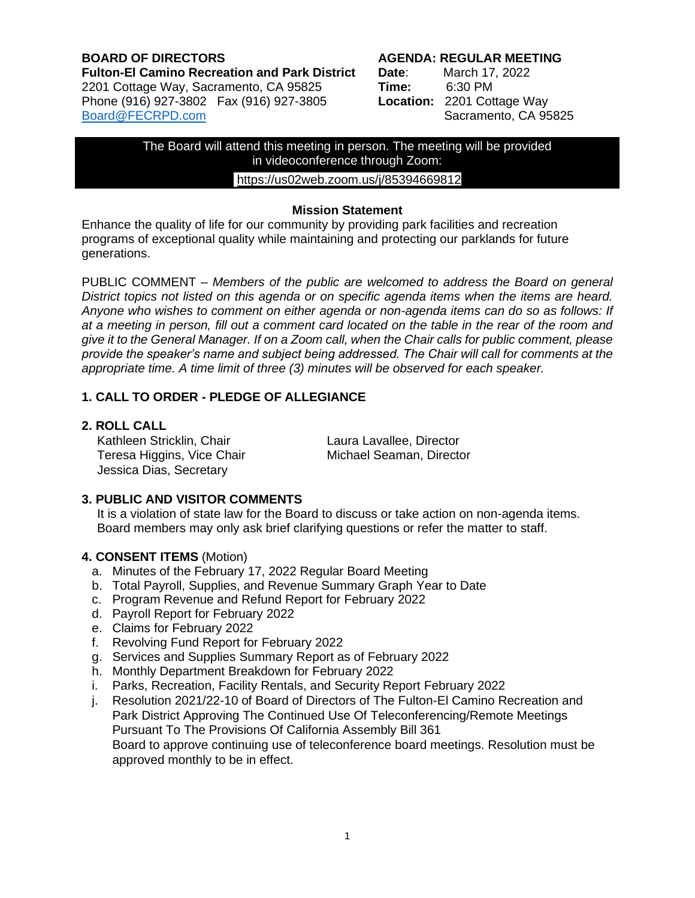**BOARD OF DIRECTORS**
**Fulton-El Camino Recreation and Park District**
2201 Cottage Way, Sacramento, CA 95825
Phone (916) 927-3802 Fax (916) 927-3805
Board@FECRPD.com

**AGENDA: REGULAR MEETING**
**Date**: March 17, 2022
**Time:** 6:30 PM
**Location:** 2201 Cottage Way
Sacramento, CA 95825

The Board will attend this meeting in person. The meeting will be provided in videoconference through Zoom:
https://us02web.zoom.us/j/85394669812

**Mission Statement**

Enhance the quality of life for our community by providing park facilities and recreation programs of exceptional quality while maintaining and protecting our parklands for future generations.

PUBLIC COMMENT – *Members of the public are welcomed to address the Board on general District topics not listed on this agenda or on specific agenda items when the items are heard. Anyone who wishes to comment on either agenda or non-agenda items can do so as follows: If at a meeting in person, fill out a comment card located on the table in the rear of the room and give it to the General Manager. If on a Zoom call, when the Chair calls for public comment, please provide the speaker's name and subject being addressed. The Chair will call for comments at the appropriate time. A time limit of three (3) minutes will be observed for each speaker.*

## 1. CALL TO ORDER - PLEDGE OF ALLEGIANCE

## 2. ROLL CALL

Kathleen Stricklin, Chair
Teresa Higgins, Vice Chair
Jessica Dias, Secretary
Laura Lavallee, Director
Michael Seaman, Director

## 3. PUBLIC AND VISITOR COMMENTS

It is a violation of state law for the Board to discuss or take action on non-agenda items. Board members may only ask brief clarifying questions or refer the matter to staff.

## 4. CONSENT ITEMS (Motion)

a. Minutes of the February 17, 2022 Regular Board Meeting
b. Total Payroll, Supplies, and Revenue Summary Graph Year to Date
c. Program Revenue and Refund Report for February 2022
d. Payroll Report for February 2022
e. Claims for February 2022
f. Revolving Fund Report for February 2022
g. Services and Supplies Summary Report as of February 2022
h. Monthly Department Breakdown for February 2022
i. Parks, Recreation, Facility Rentals, and Security Report February 2022
j. Resolution 2021/22-10 of Board of Directors of The Fulton-El Camino Recreation and Park District Approving The Continued Use Of Teleconferencing/Remote Meetings Pursuant To The Provisions Of California Assembly Bill 361
   Board to approve continuing use of teleconference board meetings. Resolution must be approved monthly to be in effect.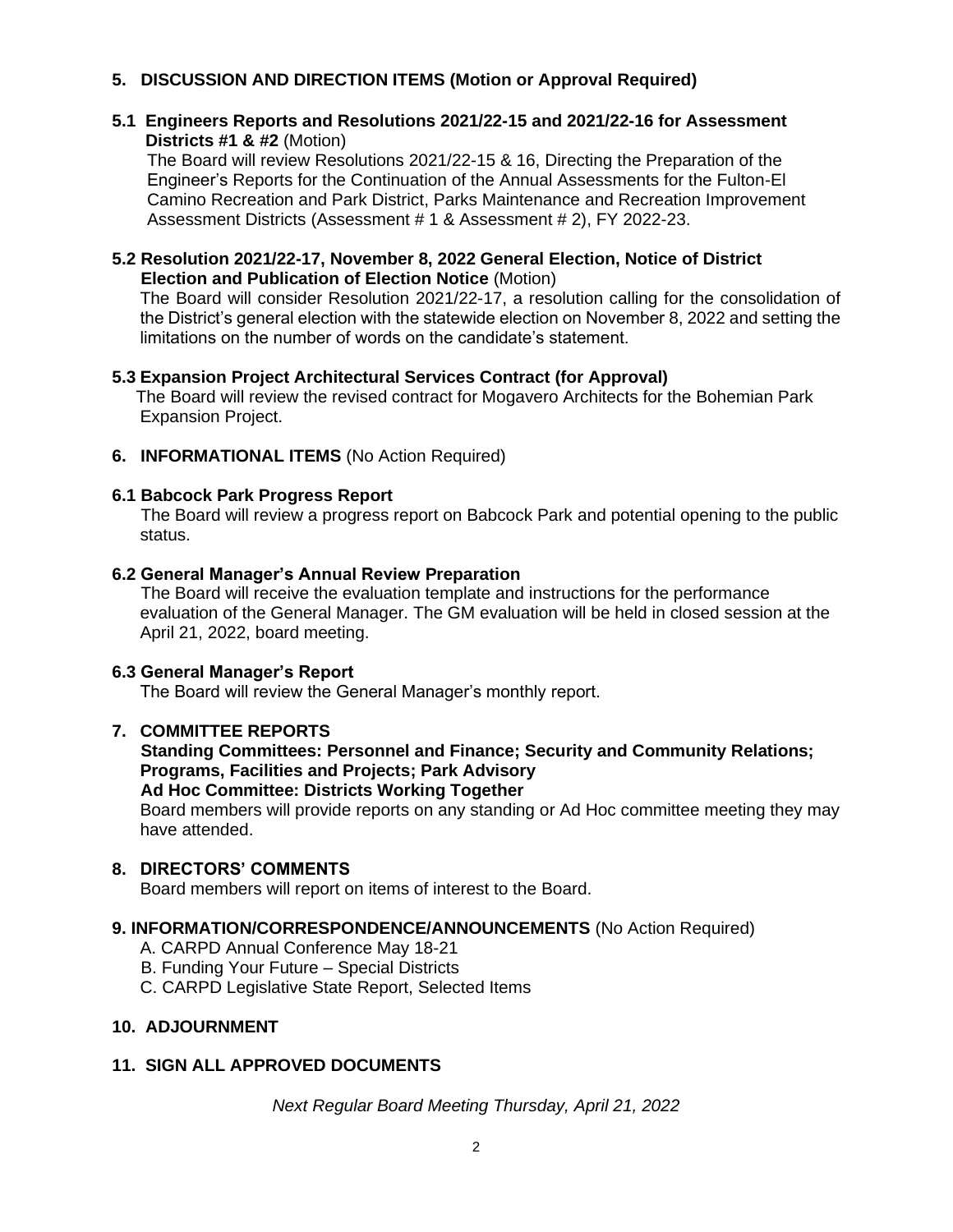## 5. DISCUSSION AND DIRECTION ITEMS (Motion or Approval Required)

**5.1 Engineers Reports and Resolutions 2021/22-15 and 2021/22-16 for Assessment Districts #1 & #2** (Motion)

The Board will review Resolutions 2021/22-15 & 16, Directing the Preparation of the Engineer's Reports for the Continuation of the Annual Assessments for the Fulton-El Camino Recreation and Park District, Parks Maintenance and Recreation Improvement Assessment Districts (Assessment # 1 & Assessment # 2), FY 2022-23.

**5.2 Resolution 2021/22-17, November 8, 2022 General Election, Notice of District Election and Publication of Election Notice** (Motion)

The Board will consider Resolution 2021/22-17, a resolution calling for the consolidation of the District's general election with the statewide election on November 8, 2022 and setting the limitations on the number of words on the candidate's statement.

**5.3 Expansion Project Architectural Services Contract (for Approval)**

The Board will review the revised contract for Mogavero Architects for the Bohemian Park Expansion Project.

## 6. INFORMATIONAL ITEMS (No Action Required)

**6.1 Babcock Park Progress Report**

The Board will review a progress report on Babcock Park and potential opening to the public status.

**6.2 General Manager's Annual Review Preparation**

The Board will receive the evaluation template and instructions for the performance evaluation of the General Manager. The GM evaluation will be held in closed session at the April 21, 2022, board meeting.

**6.3 General Manager's Report**

The Board will review the General Manager's monthly report.

## 7. COMMITTEE REPORTS

**Standing Committees: Personnel and Finance; Security and Community Relations; Programs, Facilities and Projects; Park Advisory**
**Ad Hoc Committee: Districts Working Together**

Board members will provide reports on any standing or Ad Hoc committee meeting they may have attended.

## 8. DIRECTORS' COMMENTS

Board members will report on items of interest to the Board.

## 9. INFORMATION/CORRESPONDENCE/ANNOUNCEMENTS (No Action Required)

A. CARPD Annual Conference May 18-21
B. Funding Your Future – Special Districts
C. CARPD Legislative State Report, Selected Items

## 10. ADJOURNMENT

## 11. SIGN ALL APPROVED DOCUMENTS

*Next Regular Board Meeting Thursday, April 21, 2022*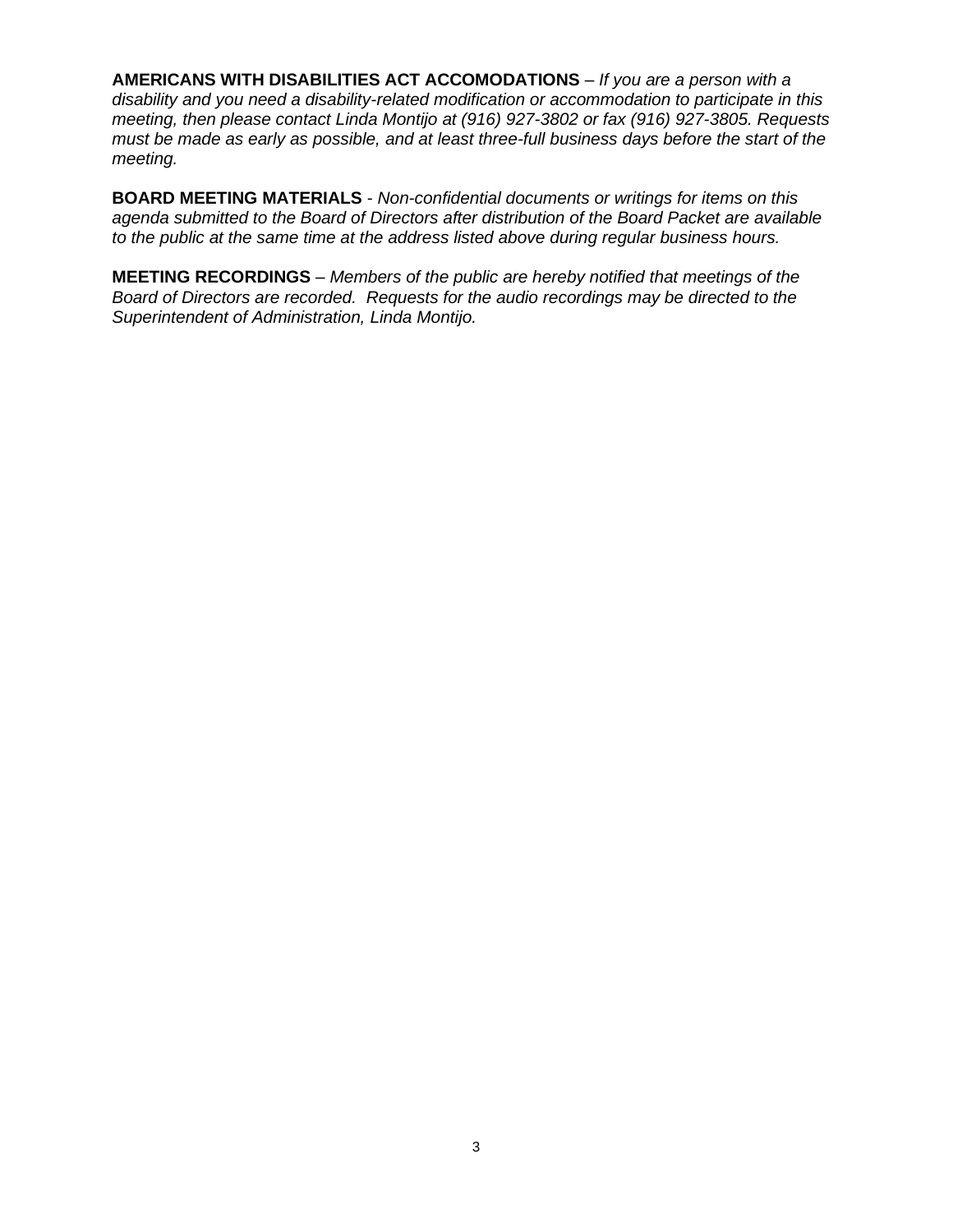**AMERICANS WITH DISABILITIES ACT ACCOMODATIONS** – *If you are a person with a disability and you need a disability-related modification or accommodation to participate in this meeting, then please contact Linda Montijo at (916) 927-3802 or fax (916) 927-3805. Requests must be made as early as possible, and at least three-full business days before the start of the meeting.*

**BOARD MEETING MATERIALS** - *Non-confidential documents or writings for items on this agenda submitted to the Board of Directors after distribution of the Board Packet are available to the public at the same time at the address listed above during regular business hours.*

**MEETING RECORDINGS** – *Members of the public are hereby notified that meetings of the Board of Directors are recorded. Requests for the audio recordings may be directed to the Superintendent of Administration, Linda Montijo.*